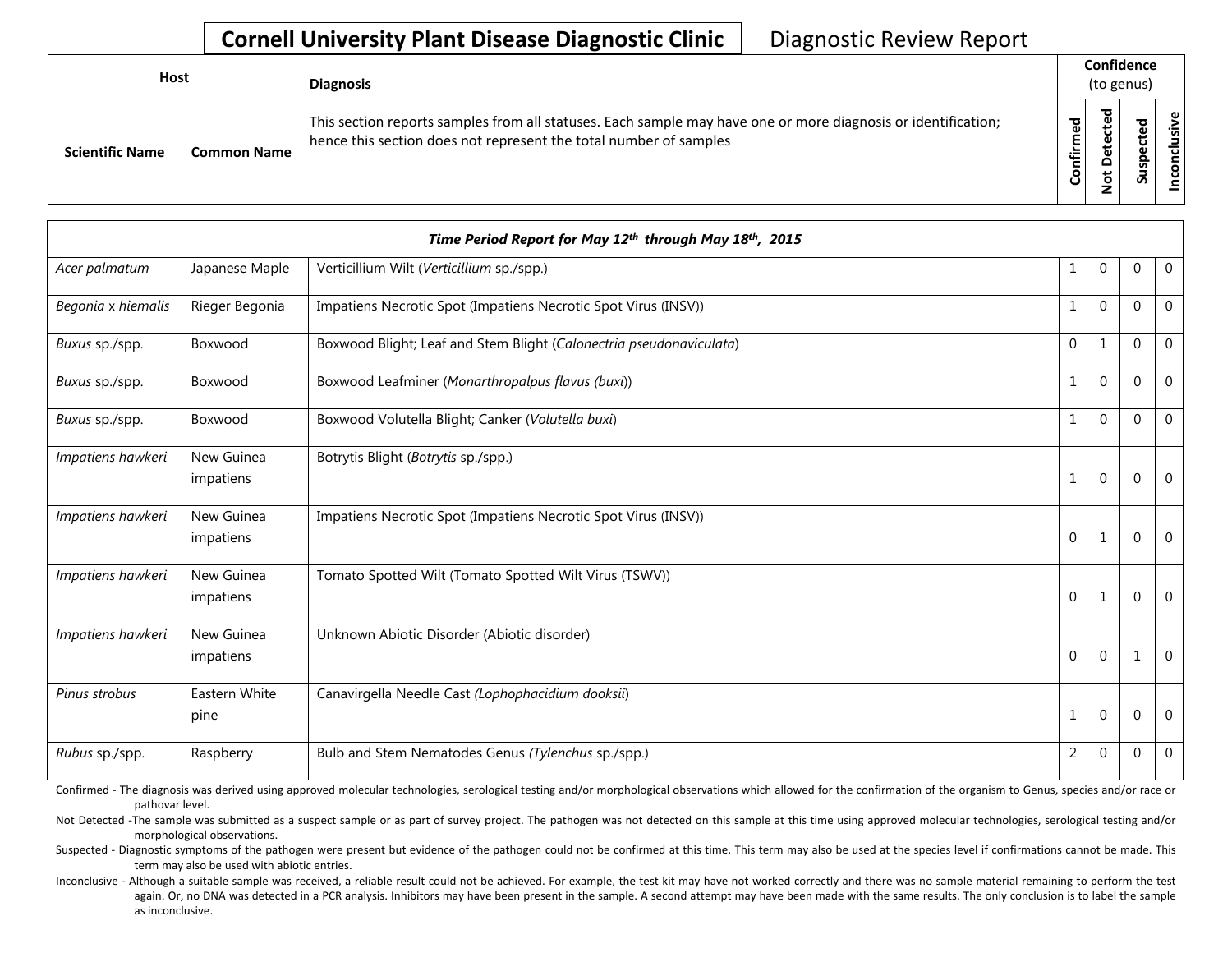# Cornell University Plant Disease Diagnostic Clinic

Diagnostic Review Report

| Host | | Diagnosis | Confidence (to genus) | | | |
|---|---|---|---|---|---|---|
| **Scientific Name** | **Common Name** | This section reports samples from all statuses. Each sample may have one or more diagnosis or identification; hence this section does not represent the total number of samples | **Confirmed** | **Not Detected** | **Suspected** | **Inconclusive** |

| *Time Period Report for May 12th through May 18th, 2015* | | | | | | |
|---|---|---|---|---|---|---|
| *Acer palmatum* | Japanese Maple | Verticillium Wilt (*Verticillium* sp./spp.) | 1 | 0 | 0 | 0 |
| *Begonia* x *hiemalis* | Rieger Begonia | Impatiens Necrotic Spot (Impatiens Necrotic Spot Virus (INSV)) | 1 | 0 | 0 | 0 |
| *Buxus* sp./spp. | Boxwood | Boxwood Blight; Leaf and Stem Blight (*Calonectria pseudonaviculata*) | 0 | 1 | 0 | 0 |
| *Buxus* sp./spp. | Boxwood | Boxwood Leafminer (*Monarthropalpus flavus (buxi)*) | 1 | 0 | 0 | 0 |
| *Buxus* sp./spp. | Boxwood | Boxwood Volutella Blight; Canker (*Volutella buxi*) | 1 | 0 | 0 | 0 |
| *Impatiens hawkeri* | New Guinea impatiens | Botrytis Blight (*Botrytis* sp./spp.) | 1 | 0 | 0 | 0 |
| *Impatiens hawkeri* | New Guinea impatiens | Impatiens Necrotic Spot (Impatiens Necrotic Spot Virus (INSV)) | 0 | 1 | 0 | 0 |
| *Impatiens hawkeri* | New Guinea impatiens | Tomato Spotted Wilt (Tomato Spotted Wilt Virus (TSWV)) | 0 | 1 | 0 | 0 |
| *Impatiens hawkeri* | New Guinea impatiens | Unknown Abiotic Disorder (Abiotic disorder) | 0 | 0 | 1 | 0 |
| *Pinus strobus* | Eastern White pine | Canavirgella Needle Cast *(Lophophacidium dooksii*) | 1 | 0 | 0 | 0 |
| *Rubus* sp./spp. | Raspberry | Bulb and Stem Nematodes Genus *(Tylenchus* sp./spp.) | 2 | 0 | 0 | 0 |

Confirmed - The diagnosis was derived using approved molecular technologies, serological testing and/or morphological observations which allowed for the confirmation of the organism to Genus, species and/or race or pathovar level.

Not Detected -The sample was submitted as a suspect sample or as part of survey project. The pathogen was not detected on this sample at this time using approved molecular technologies, serological testing and/or morphological observations.

Suspected - Diagnostic symptoms of the pathogen were present but evidence of the pathogen could not be confirmed at this time. This term may also be used at the species level if confirmations cannot be made. This term may also be used with abiotic entries.

Inconclusive - Although a suitable sample was received, a reliable result could not be achieved. For example, the test kit may have not worked correctly and there was no sample material remaining to perform the test again. Or, no DNA was detected in a PCR analysis. Inhibitors may have been present in the sample. A second attempt may have been made with the same results. The only conclusion is to label the sample as inconclusive.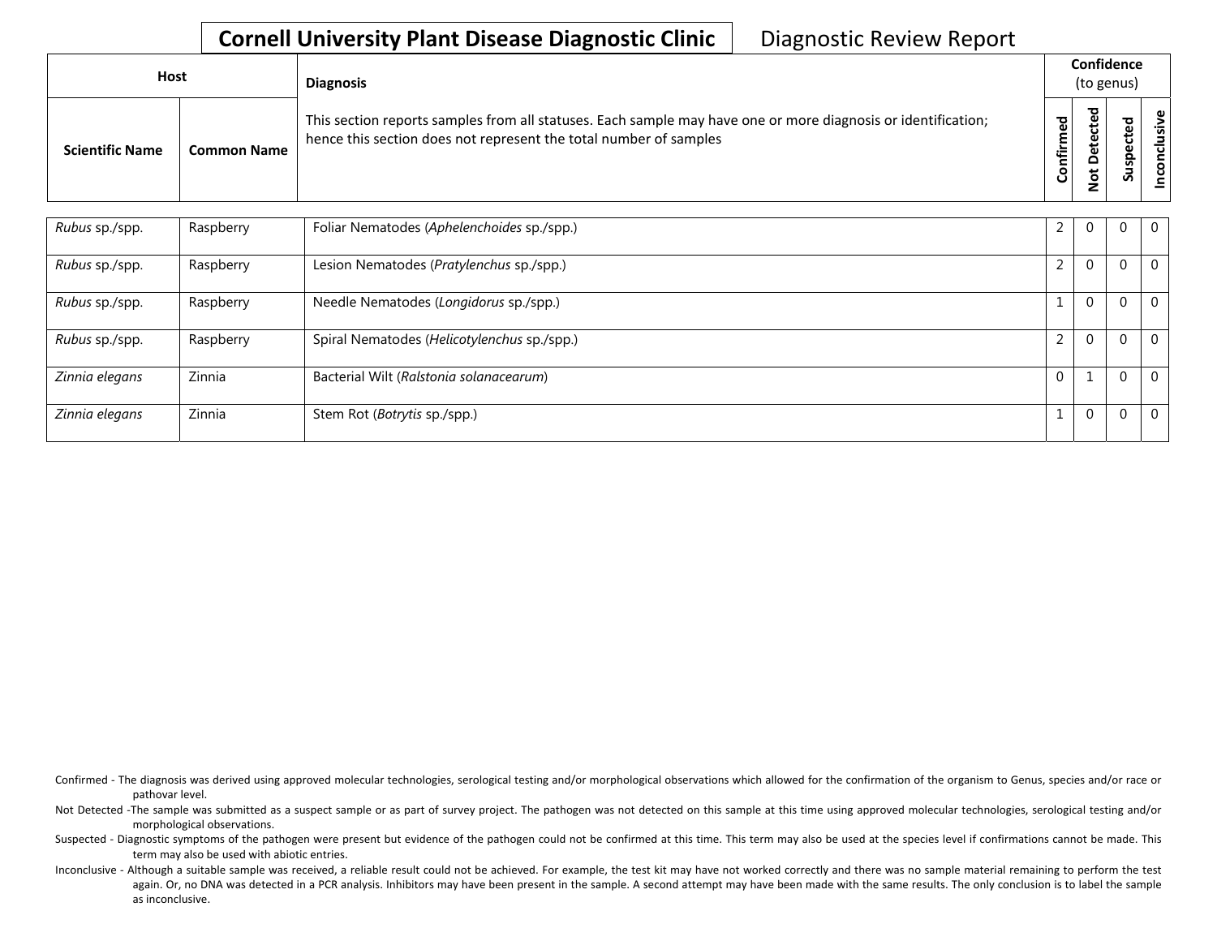# Cornell University Plant Disease Diagnostic Clinic — Diagnostic Review Report

| Host | | Diagnosis | Confidence (to genus) | | | |
|---|---|---|---|---|---|---|
| **Scientific Name** | **Common Name** | This section reports samples from all statuses. Each sample may have one or more diagnosis or identification; hence this section does not represent the total number of samples | **Confirmed** | **Not Detected** | **Suspected** | **Inconclusive** |
| *Rubus* sp./spp. | Raspberry | Foliar Nematodes (*Aphelenchoides* sp./spp.) | 2 | 0 | 0 | 0 |
| *Rubus* sp./spp. | Raspberry | Lesion Nematodes (*Pratylenchus* sp./spp.) | 2 | 0 | 0 | 0 |
| *Rubus* sp./spp. | Raspberry | Needle Nematodes (*Longidorus* sp./spp.) | 1 | 0 | 0 | 0 |
| *Rubus* sp./spp. | Raspberry | Spiral Nematodes (*Helicotylenchus* sp./spp.) | 2 | 0 | 0 | 0 |
| *Zinnia elegans* | Zinnia | Bacterial Wilt (*Ralstonia solanacearum*) | 0 | 1 | 0 | 0 |
| *Zinnia elegans* | Zinnia | Stem Rot (*Botrytis* sp./spp.) | 1 | 0 | 0 | 0 |

Confirmed - The diagnosis was derived using approved molecular technologies, serological testing and/or morphological observations which allowed for the confirmation of the organism to Genus, species and/or race or pathovar level.

Not Detected -The sample was submitted as a suspect sample or as part of survey project. The pathogen was not detected on this sample at this time using approved molecular technologies, serological testing and/or morphological observations.

Suspected - Diagnostic symptoms of the pathogen were present but evidence of the pathogen could not be confirmed at this time. This term may also be used at the species level if confirmations cannot be made. This term may also be used with abiotic entries.

Inconclusive - Although a suitable sample was received, a reliable result could not be achieved. For example, the test kit may have not worked correctly and there was no sample material remaining to perform the test again. Or, no DNA was detected in a PCR analysis. Inhibitors may have been present in the sample. A second attempt may have been made with the same results. The only conclusion is to label the sample as inconclusive.